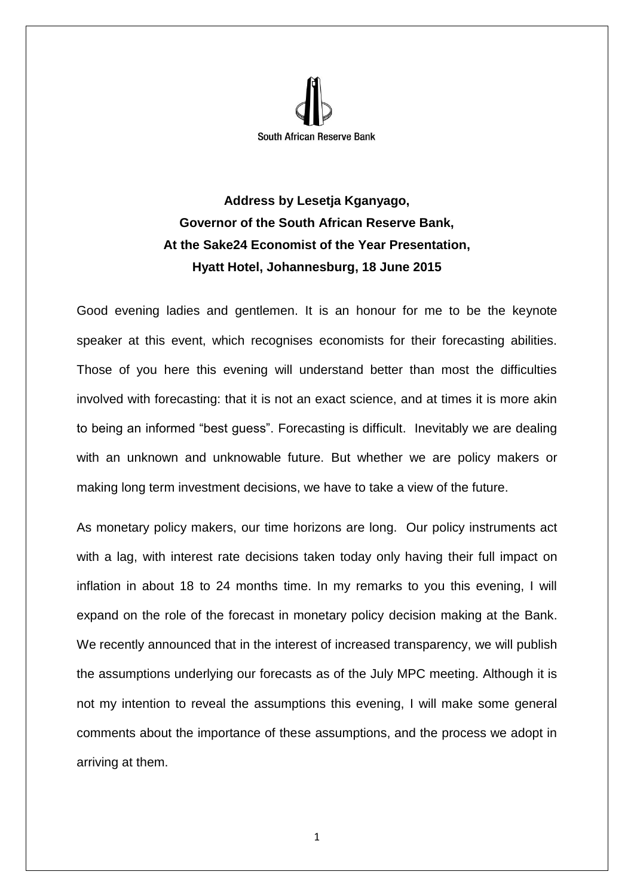South African Reserve Bank

**Address by Lesetja Kganyago,**
**Governor of the South African Reserve Bank,**
**At the Sake24 Economist of the Year Presentation,**
**Hyatt Hotel, Johannesburg, 18 June 2015**

Good evening ladies and gentlemen. It is an honour for me to be the keynote speaker at this event, which recognises economists for their forecasting abilities. Those of you here this evening will understand better than most the difficulties involved with forecasting: that it is not an exact science, and at times it is more akin to being an informed "best guess". Forecasting is difficult. Inevitably we are dealing with an unknown and unknowable future. But whether we are policy makers or making long term investment decisions, we have to take a view of the future.

As monetary policy makers, our time horizons are long. Our policy instruments act with a lag, with interest rate decisions taken today only having their full impact on inflation in about 18 to 24 months time. In my remarks to you this evening, I will expand on the role of the forecast in monetary policy decision making at the Bank. We recently announced that in the interest of increased transparency, we will publish the assumptions underlying our forecasts as of the July MPC meeting. Although it is not my intention to reveal the assumptions this evening, I will make some general comments about the importance of these assumptions, and the process we adopt in arriving at them.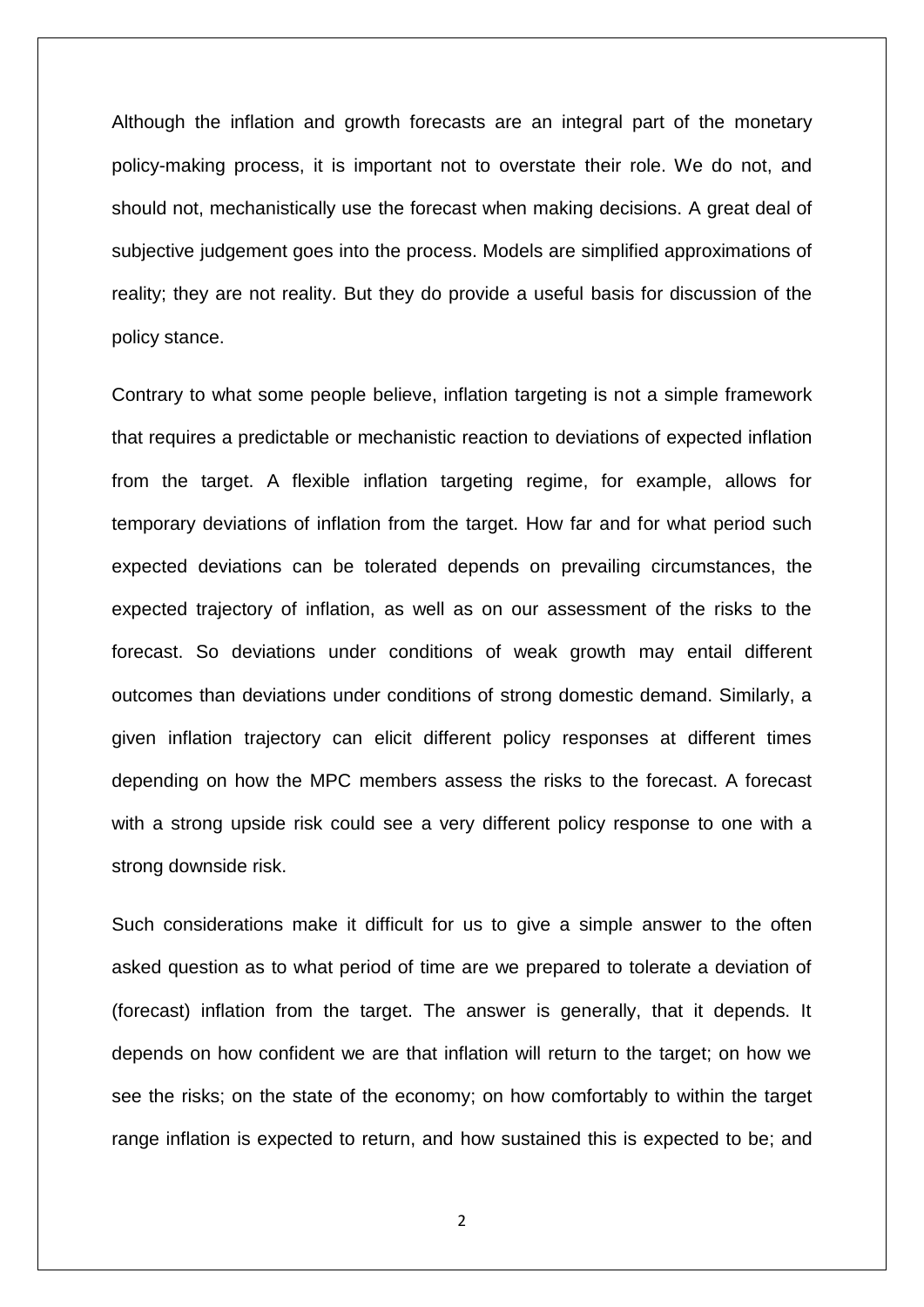Although the inflation and growth forecasts are an integral part of the monetary policy-making process, it is important not to overstate their role. We do not, and should not, mechanistically use the forecast when making decisions. A great deal of subjective judgement goes into the process. Models are simplified approximations of reality; they are not reality. But they do provide a useful basis for discussion of the policy stance.

Contrary to what some people believe, inflation targeting is not a simple framework that requires a predictable or mechanistic reaction to deviations of expected inflation from the target. A flexible inflation targeting regime, for example, allows for temporary deviations of inflation from the target. How far and for what period such expected deviations can be tolerated depends on prevailing circumstances, the expected trajectory of inflation, as well as on our assessment of the risks to the forecast. So deviations under conditions of weak growth may entail different outcomes than deviations under conditions of strong domestic demand. Similarly, a given inflation trajectory can elicit different policy responses at different times depending on how the MPC members assess the risks to the forecast. A forecast with a strong upside risk could see a very different policy response to one with a strong downside risk.

Such considerations make it difficult for us to give a simple answer to the often asked question as to what period of time are we prepared to tolerate a deviation of (forecast) inflation from the target. The answer is generally, that it depends. It depends on how confident we are that inflation will return to the target; on how we see the risks; on the state of the economy; on how comfortably to within the target range inflation is expected to return, and how sustained this is expected to be; and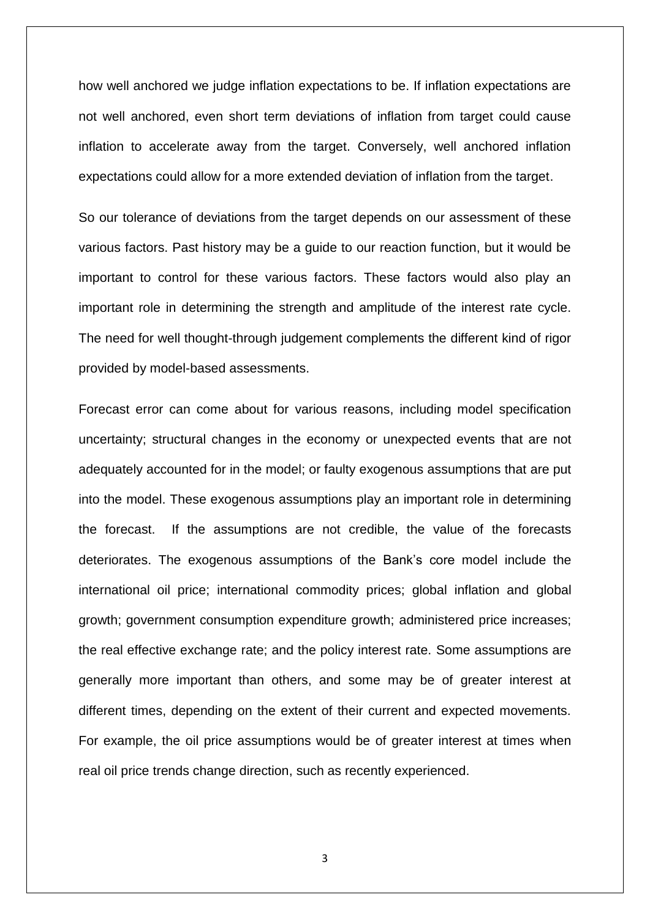how well anchored we judge inflation expectations to be. If inflation expectations are not well anchored, even short term deviations of inflation from target could cause inflation to accelerate away from the target. Conversely, well anchored inflation expectations could allow for a more extended deviation of inflation from the target.

So our tolerance of deviations from the target depends on our assessment of these various factors. Past history may be a guide to our reaction function, but it would be important to control for these various factors. These factors would also play an important role in determining the strength and amplitude of the interest rate cycle. The need for well thought-through judgement complements the different kind of rigor provided by model-based assessments.

Forecast error can come about for various reasons, including model specification uncertainty; structural changes in the economy or unexpected events that are not adequately accounted for in the model; or faulty exogenous assumptions that are put into the model. These exogenous assumptions play an important role in determining the forecast. If the assumptions are not credible, the value of the forecasts deteriorates. The exogenous assumptions of the Bank's core model include the international oil price; international commodity prices; global inflation and global growth; government consumption expenditure growth; administered price increases; the real effective exchange rate; and the policy interest rate. Some assumptions are generally more important than others, and some may be of greater interest at different times, depending on the extent of their current and expected movements. For example, the oil price assumptions would be of greater interest at times when real oil price trends change direction, such as recently experienced.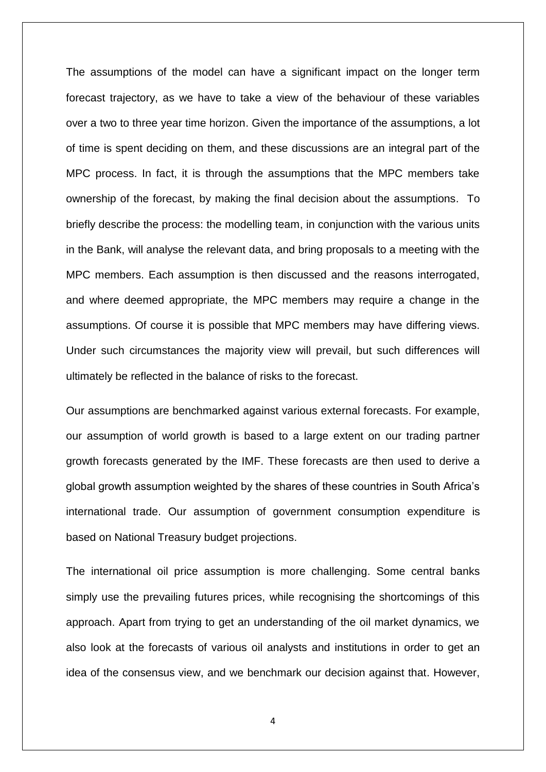The assumptions of the model can have a significant impact on the longer term forecast trajectory, as we have to take a view of the behaviour of these variables over a two to three year time horizon. Given the importance of the assumptions, a lot of time is spent deciding on them, and these discussions are an integral part of the MPC process. In fact, it is through the assumptions that the MPC members take ownership of the forecast, by making the final decision about the assumptions. To briefly describe the process: the modelling team, in conjunction with the various units in the Bank, will analyse the relevant data, and bring proposals to a meeting with the MPC members. Each assumption is then discussed and the reasons interrogated, and where deemed appropriate, the MPC members may require a change in the assumptions. Of course it is possible that MPC members may have differing views. Under such circumstances the majority view will prevail, but such differences will ultimately be reflected in the balance of risks to the forecast.

Our assumptions are benchmarked against various external forecasts. For example, our assumption of world growth is based to a large extent on our trading partner growth forecasts generated by the IMF. These forecasts are then used to derive a global growth assumption weighted by the shares of these countries in South Africa's international trade. Our assumption of government consumption expenditure is based on National Treasury budget projections.

The international oil price assumption is more challenging. Some central banks simply use the prevailing futures prices, while recognising the shortcomings of this approach. Apart from trying to get an understanding of the oil market dynamics, we also look at the forecasts of various oil analysts and institutions in order to get an idea of the consensus view, and we benchmark our decision against that. However,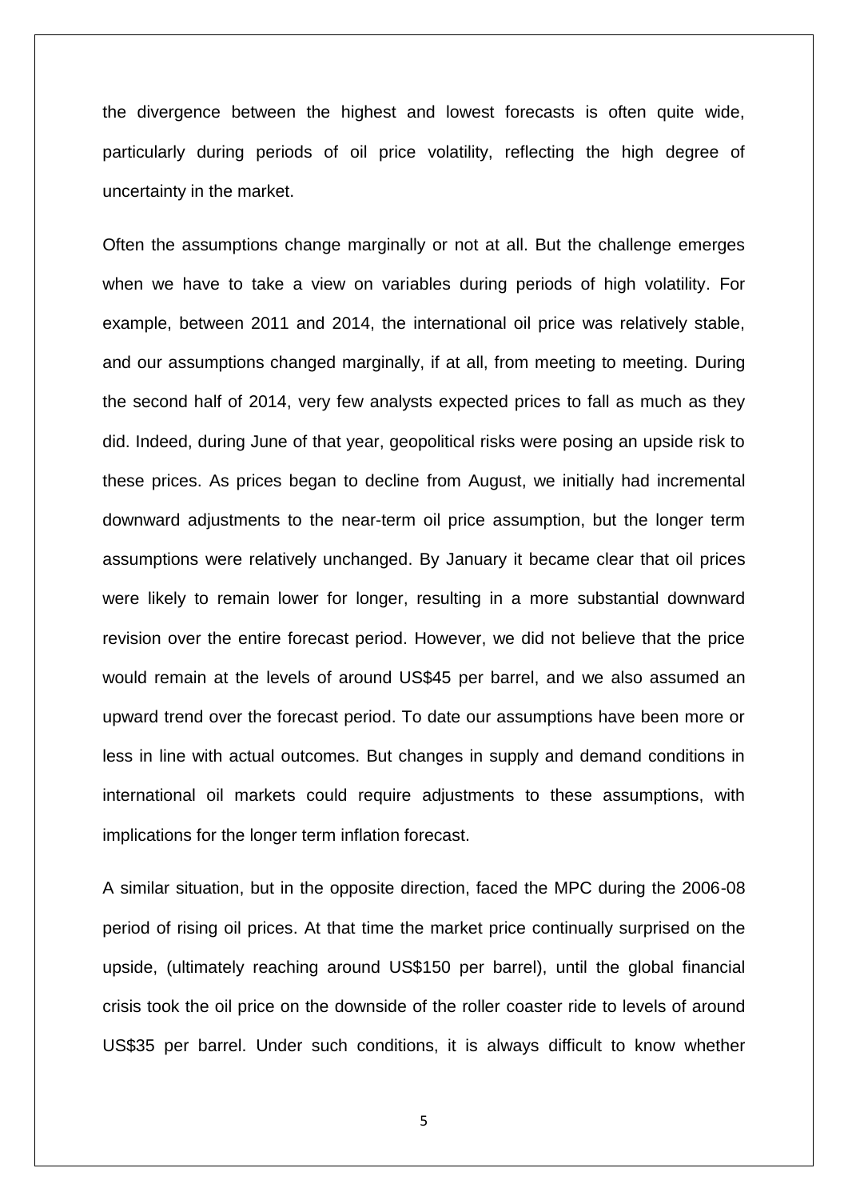the divergence between the highest and lowest forecasts is often quite wide, particularly during periods of oil price volatility, reflecting the high degree of uncertainty in the market.

Often the assumptions change marginally or not at all. But the challenge emerges when we have to take a view on variables during periods of high volatility. For example, between 2011 and 2014, the international oil price was relatively stable, and our assumptions changed marginally, if at all, from meeting to meeting. During the second half of 2014, very few analysts expected prices to fall as much as they did. Indeed, during June of that year, geopolitical risks were posing an upside risk to these prices. As prices began to decline from August, we initially had incremental downward adjustments to the near-term oil price assumption, but the longer term assumptions were relatively unchanged. By January it became clear that oil prices were likely to remain lower for longer, resulting in a more substantial downward revision over the entire forecast period. However, we did not believe that the price would remain at the levels of around US$45 per barrel, and we also assumed an upward trend over the forecast period. To date our assumptions have been more or less in line with actual outcomes. But changes in supply and demand conditions in international oil markets could require adjustments to these assumptions, with implications for the longer term inflation forecast.

A similar situation, but in the opposite direction, faced the MPC during the 2006-08 period of rising oil prices. At that time the market price continually surprised on the upside, (ultimately reaching around US$150 per barrel), until the global financial crisis took the oil price on the downside of the roller coaster ride to levels of around US$35 per barrel. Under such conditions, it is always difficult to know whether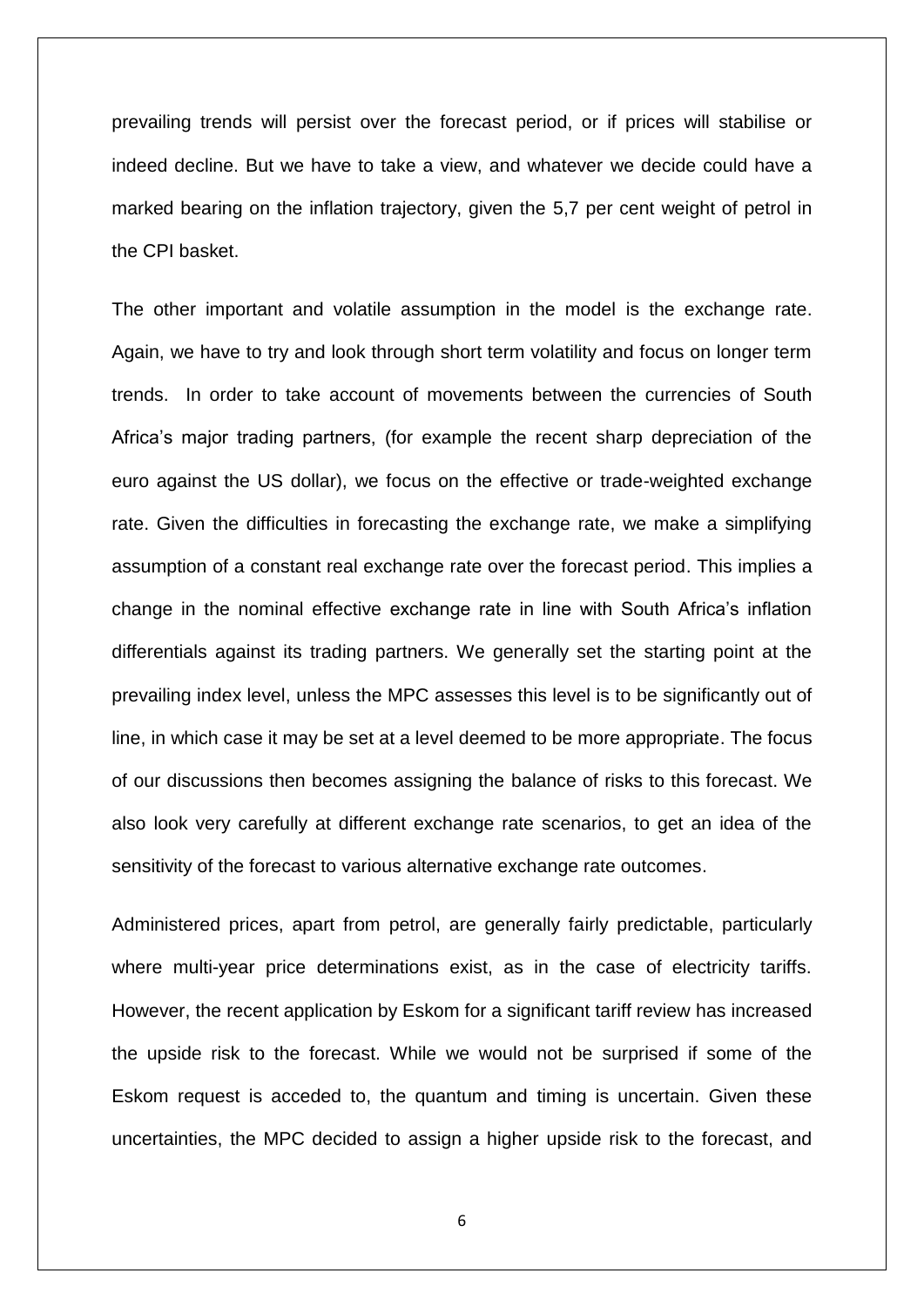prevailing trends will persist over the forecast period, or if prices will stabilise or indeed decline. But we have to take a view, and whatever we decide could have a marked bearing on the inflation trajectory, given the 5,7 per cent weight of petrol in the CPI basket.

The other important and volatile assumption in the model is the exchange rate. Again, we have to try and look through short term volatility and focus on longer term trends. In order to take account of movements between the currencies of South Africa's major trading partners, (for example the recent sharp depreciation of the euro against the US dollar), we focus on the effective or trade-weighted exchange rate. Given the difficulties in forecasting the exchange rate, we make a simplifying assumption of a constant real exchange rate over the forecast period. This implies a change in the nominal effective exchange rate in line with South Africa's inflation differentials against its trading partners. We generally set the starting point at the prevailing index level, unless the MPC assesses this level is to be significantly out of line, in which case it may be set at a level deemed to be more appropriate. The focus of our discussions then becomes assigning the balance of risks to this forecast. We also look very carefully at different exchange rate scenarios, to get an idea of the sensitivity of the forecast to various alternative exchange rate outcomes.

Administered prices, apart from petrol, are generally fairly predictable, particularly where multi-year price determinations exist, as in the case of electricity tariffs. However, the recent application by Eskom for a significant tariff review has increased the upside risk to the forecast. While we would not be surprised if some of the Eskom request is acceded to, the quantum and timing is uncertain. Given these uncertainties, the MPC decided to assign a higher upside risk to the forecast, and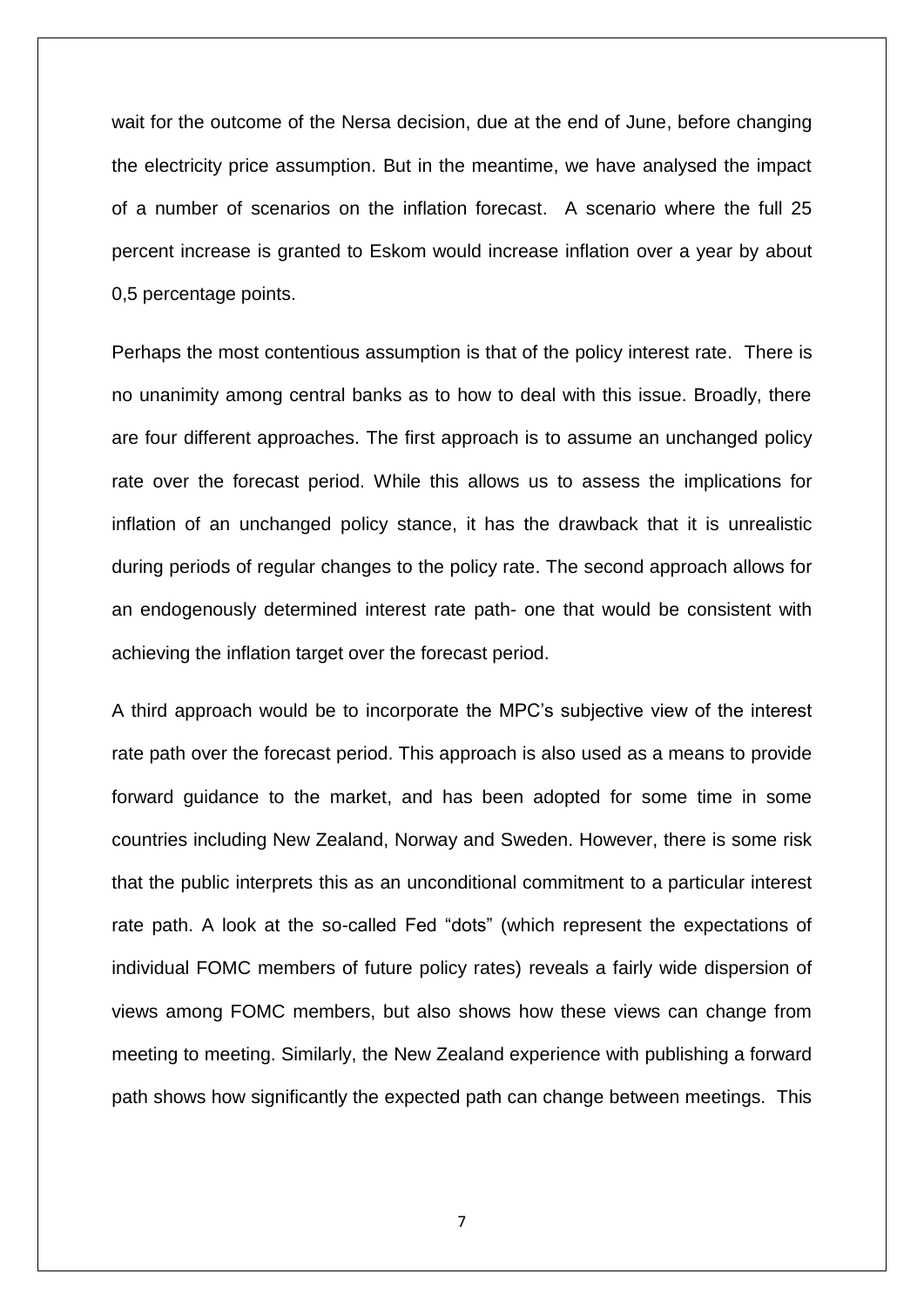wait for the outcome of the Nersa decision, due at the end of June, before changing the electricity price assumption. But in the meantime, we have analysed the impact of a number of scenarios on the inflation forecast. A scenario where the full 25 percent increase is granted to Eskom would increase inflation over a year by about 0,5 percentage points.

Perhaps the most contentious assumption is that of the policy interest rate. There is no unanimity among central banks as to how to deal with this issue. Broadly, there are four different approaches. The first approach is to assume an unchanged policy rate over the forecast period. While this allows us to assess the implications for inflation of an unchanged policy stance, it has the drawback that it is unrealistic during periods of regular changes to the policy rate. The second approach allows for an endogenously determined interest rate path- one that would be consistent with achieving the inflation target over the forecast period.

A third approach would be to incorporate the MPC's subjective view of the interest rate path over the forecast period. This approach is also used as a means to provide forward guidance to the market, and has been adopted for some time in some countries including New Zealand, Norway and Sweden. However, there is some risk that the public interprets this as an unconditional commitment to a particular interest rate path. A look at the so-called Fed "dots" (which represent the expectations of individual FOMC members of future policy rates) reveals a fairly wide dispersion of views among FOMC members, but also shows how these views can change from meeting to meeting. Similarly, the New Zealand experience with publishing a forward path shows how significantly the expected path can change between meetings. This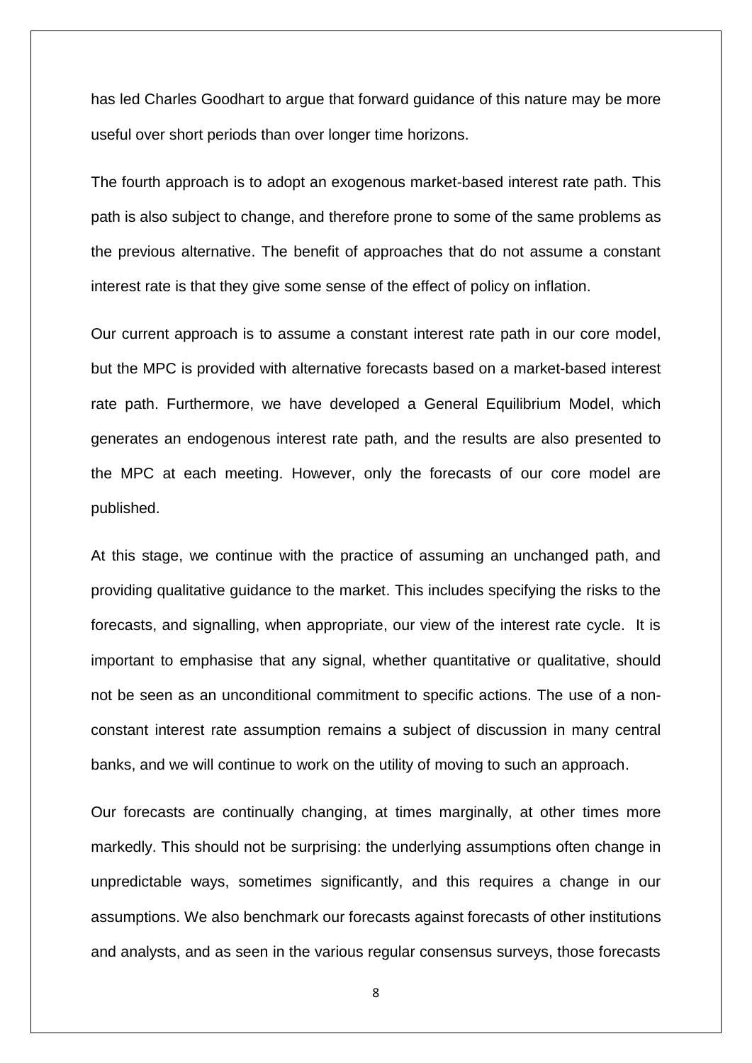has led Charles Goodhart to argue that forward guidance of this nature may be more useful over short periods than over longer time horizons.

The fourth approach is to adopt an exogenous market-based interest rate path. This path is also subject to change, and therefore prone to some of the same problems as the previous alternative. The benefit of approaches that do not assume a constant interest rate is that they give some sense of the effect of policy on inflation.

Our current approach is to assume a constant interest rate path in our core model, but the MPC is provided with alternative forecasts based on a market-based interest rate path. Furthermore, we have developed a General Equilibrium Model, which generates an endogenous interest rate path, and the results are also presented to the MPC at each meeting. However, only the forecasts of our core model are published.

At this stage, we continue with the practice of assuming an unchanged path, and providing qualitative guidance to the market. This includes specifying the risks to the forecasts, and signalling, when appropriate, our view of the interest rate cycle. It is important to emphasise that any signal, whether quantitative or qualitative, should not be seen as an unconditional commitment to specific actions. The use of a non-constant interest rate assumption remains a subject of discussion in many central banks, and we will continue to work on the utility of moving to such an approach.

Our forecasts are continually changing, at times marginally, at other times more markedly. This should not be surprising: the underlying assumptions often change in unpredictable ways, sometimes significantly, and this requires a change in our assumptions. We also benchmark our forecasts against forecasts of other institutions and analysts, and as seen in the various regular consensus surveys, those forecasts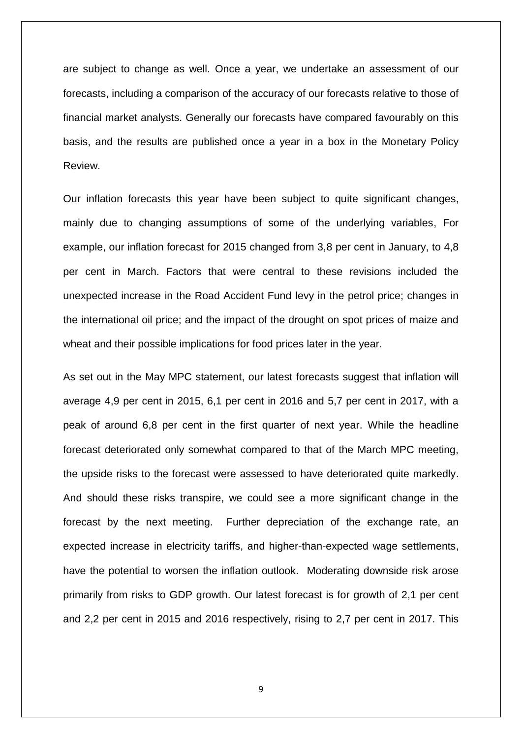are subject to change as well. Once a year, we undertake an assessment of our forecasts, including a comparison of the accuracy of our forecasts relative to those of financial market analysts. Generally our forecasts have compared favourably on this basis, and the results are published once a year in a box in the Monetary Policy Review.

Our inflation forecasts this year have been subject to quite significant changes, mainly due to changing assumptions of some of the underlying variables, For example, our inflation forecast for 2015 changed from 3,8 per cent in January, to 4,8 per cent in March. Factors that were central to these revisions included the unexpected increase in the Road Accident Fund levy in the petrol price; changes in the international oil price; and the impact of the drought on spot prices of maize and wheat and their possible implications for food prices later in the year.

As set out in the May MPC statement, our latest forecasts suggest that inflation will average 4,9 per cent in 2015, 6,1 per cent in 2016 and 5,7 per cent in 2017, with a peak of around 6,8 per cent in the first quarter of next year. While the headline forecast deteriorated only somewhat compared to that of the March MPC meeting, the upside risks to the forecast were assessed to have deteriorated quite markedly. And should these risks transpire, we could see a more significant change in the forecast by the next meeting. Further depreciation of the exchange rate, an expected increase in electricity tariffs, and higher-than-expected wage settlements, have the potential to worsen the inflation outlook. Moderating downside risk arose primarily from risks to GDP growth. Our latest forecast is for growth of 2,1 per cent and 2,2 per cent in 2015 and 2016 respectively, rising to 2,7 per cent in 2017. This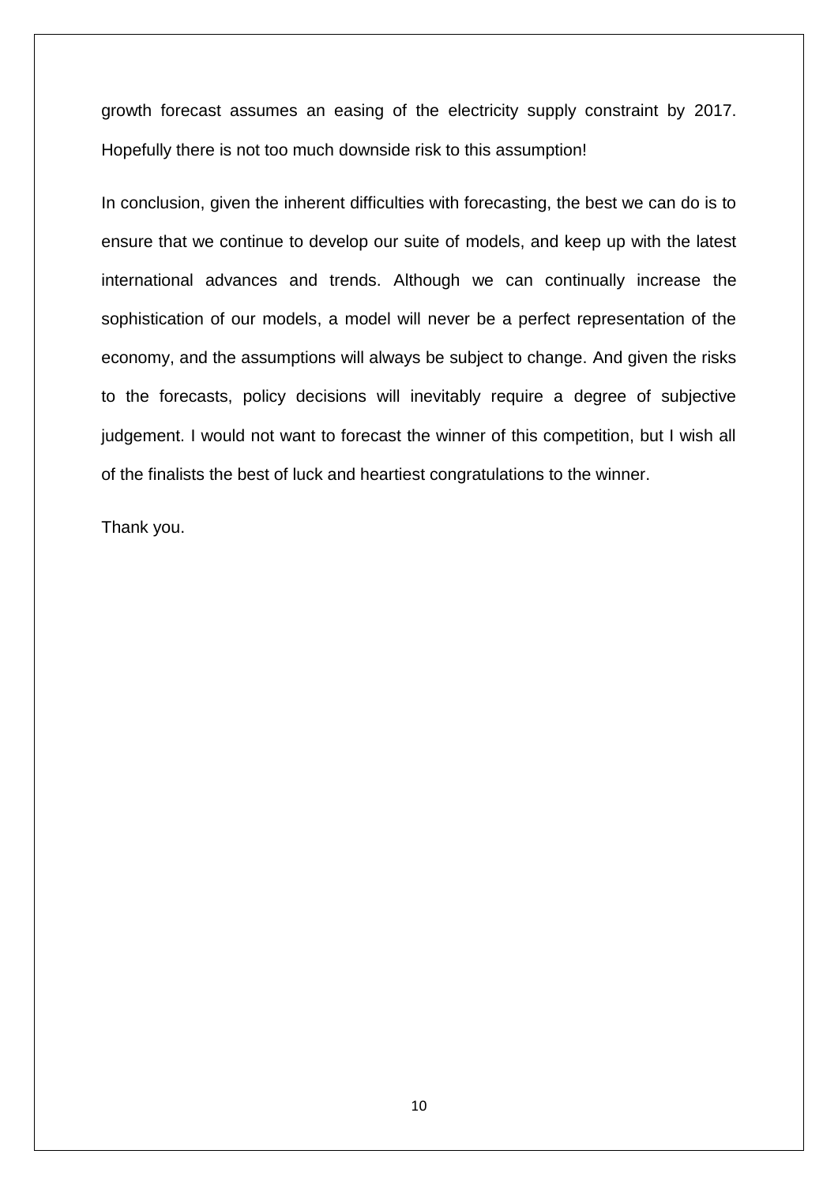growth forecast assumes an easing of the electricity supply constraint by 2017. Hopefully there is not too much downside risk to this assumption!

In conclusion, given the inherent difficulties with forecasting, the best we can do is to ensure that we continue to develop our suite of models, and keep up with the latest international advances and trends. Although we can continually increase the sophistication of our models, a model will never be a perfect representation of the economy, and the assumptions will always be subject to change. And given the risks to the forecasts, policy decisions will inevitably require a degree of subjective judgement. I would not want to forecast the winner of this competition, but I wish all of the finalists the best of luck and heartiest congratulations to the winner.

Thank you.